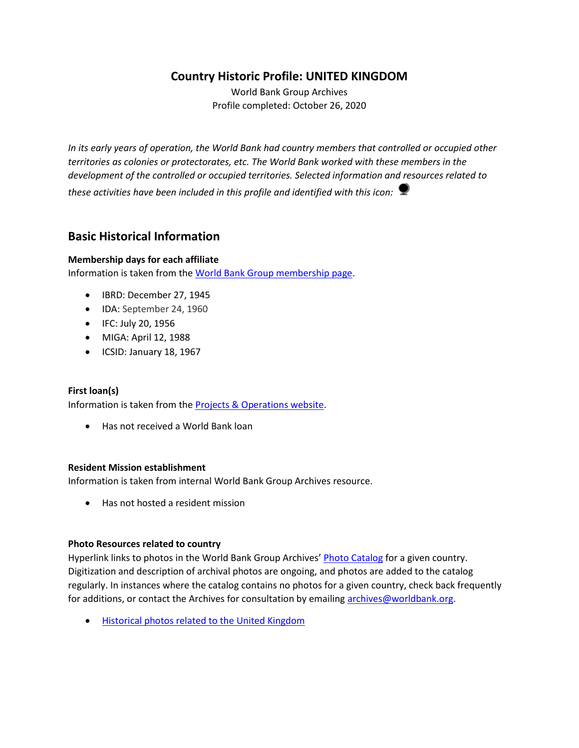# Country Historic Profile: UNITED KINGDOM

World Bank Group Archives
Profile completed: October 26, 2020

*In its early years of operation, the World Bank had country members that controlled or occupied other territories as colonies or protectorates, etc. The World Bank worked with these members in the development of the controlled or occupied territories. Selected information and resources related to these activities have been included in this profile and identified with this icon:*

## Basic Historical Information

**Membership days for each affiliate**
Information is taken from the World Bank Group membership page.

- IBRD: December 27, 1945
- IDA: September 24, 1960
- IFC: July 20, 1956
- MIGA: April 12, 1988
- ICSID: January 18, 1967

**First loan(s)**
Information is taken from the Projects & Operations website.

- Has not received a World Bank loan

**Resident Mission establishment**
Information is taken from internal World Bank Group Archives resource.

- Has not hosted a resident mission

**Photo Resources related to country**
Hyperlink links to photos in the World Bank Group Archives' Photo Catalog for a given country. Digitization and description of archival photos are ongoing, and photos are added to the catalog regularly. In instances where the catalog contains no photos for a given country, check back frequently for additions, or contact the Archives for consultation by emailing archives@worldbank.org.

- Historical photos related to the United Kingdom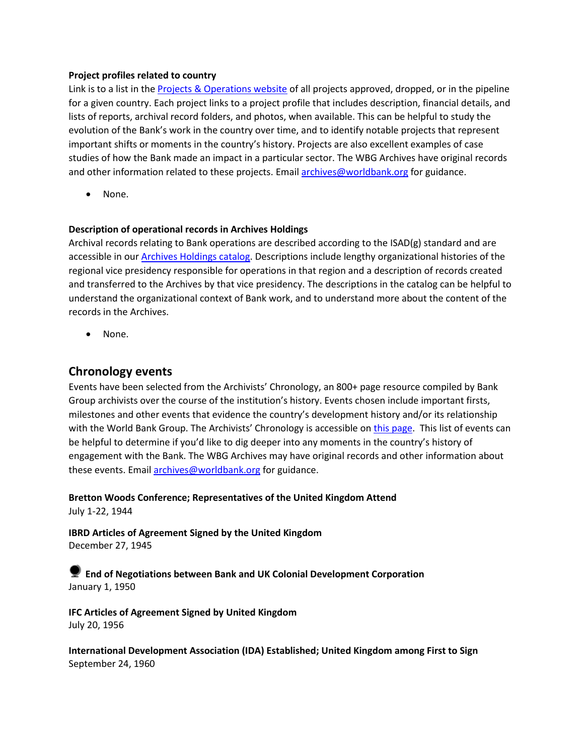**Project profiles related to country**

Link is to a list in the [Projects & Operations website]() of all projects approved, dropped, or in the pipeline for a given country. Each project links to a project profile that includes description, financial details, and lists of reports, archival record folders, and photos, when available. This can be helpful to study the evolution of the Bank's work in the country over time, and to identify notable projects that represent important shifts or moments in the country's history. Projects are also excellent examples of case studies of how the Bank made an impact in a particular sector. The WBG Archives have original records and other information related to these projects. Email [archives@worldbank.org]() for guidance.

- None.

**Description of operational records in Archives Holdings**

Archival records relating to Bank operations are described according to the ISAD(g) standard and are accessible in our [Archives Holdings catalog](). Descriptions include lengthy organizational histories of the regional vice presidency responsible for operations in that region and a description of records created and transferred to the Archives by that vice presidency. The descriptions in the catalog can be helpful to understand the organizational context of Bank work, and to understand more about the content of the records in the Archives.

- None.

## Chronology events

Events have been selected from the Archivists' Chronology, an 800+ page resource compiled by Bank Group archivists over the course of the institution's history. Events chosen include important firsts, milestones and other events that evidence the country's development history and/or its relationship with the World Bank Group. The Archivists' Chronology is accessible on [this page](). This list of events can be helpful to determine if you'd like to dig deeper into any moments in the country's history of engagement with the Bank. The WBG Archives may have original records and other information about these events. Email [archives@worldbank.org]() for guidance.

**Bretton Woods Conference; Representatives of the United Kingdom Attend**
July 1-22, 1944

**IBRD Articles of Agreement Signed by the United Kingdom**
December 27, 1945

**End of Negotiations between Bank and UK Colonial Development Corporation**
January 1, 1950

**IFC Articles of Agreement Signed by United Kingdom**
July 20, 1956

**International Development Association (IDA) Established; United Kingdom among First to Sign**
September 24, 1960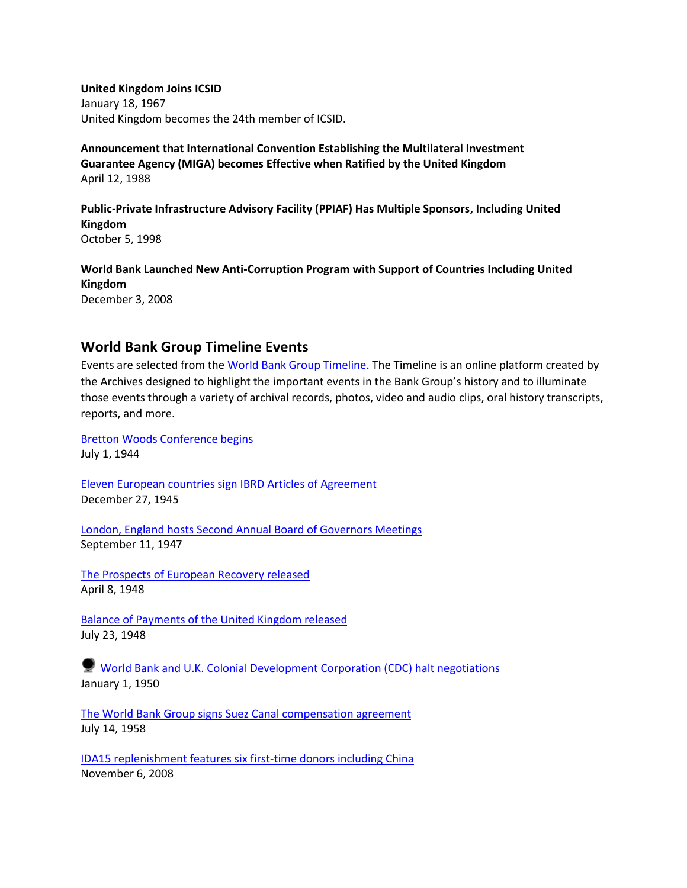**United Kingdom Joins ICSID**
January 18, 1967
United Kingdom becomes the 24th member of ICSID.

**Announcement that International Convention Establishing the Multilateral Investment Guarantee Agency (MIGA) becomes Effective when Ratified by the United Kingdom**
April 12, 1988

**Public-Private Infrastructure Advisory Facility (PPIAF) Has Multiple Sponsors, Including United Kingdom**
October 5, 1998

**World Bank Launched New Anti-Corruption Program with Support of Countries Including United Kingdom**
December 3, 2008

## World Bank Group Timeline Events

Events are selected from the World Bank Group Timeline. The Timeline is an online platform created by the Archives designed to highlight the important events in the Bank Group's history and to illuminate those events through a variety of archival records, photos, video and audio clips, oral history transcripts, reports, and more.

Bretton Woods Conference begins
July 1, 1944

Eleven European countries sign IBRD Articles of Agreement
December 27, 1945

London, England hosts Second Annual Board of Governors Meetings
September 11, 1947

The Prospects of European Recovery released
April 8, 1948

Balance of Payments of the United Kingdom released
July 23, 1948

World Bank and U.K. Colonial Development Corporation (CDC) halt negotiations
January 1, 1950

The World Bank Group signs Suez Canal compensation agreement
July 14, 1958

IDA15 replenishment features six first-time donors including China
November 6, 2008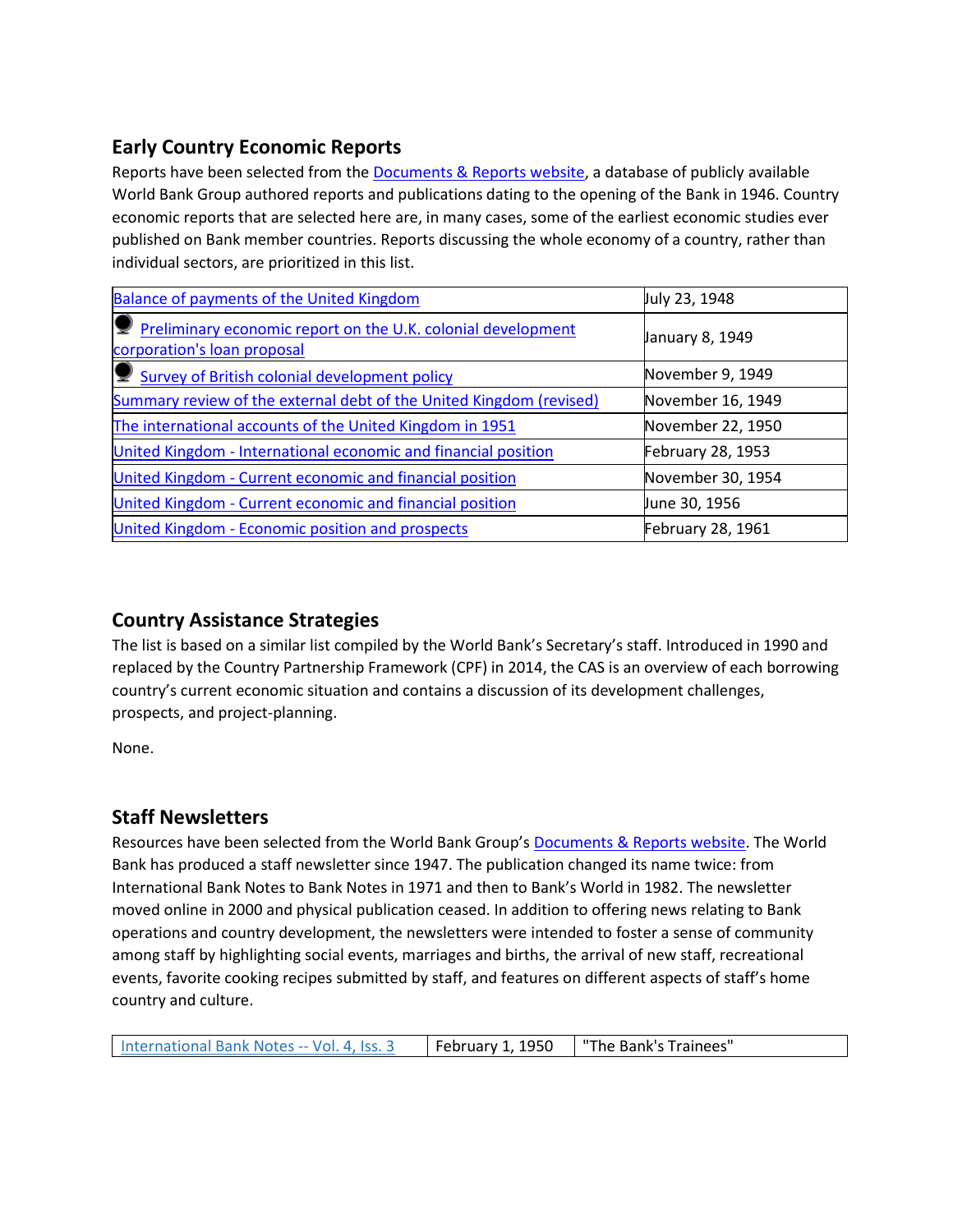## Early Country Economic Reports

Reports have been selected from the Documents & Reports website, a database of publicly available World Bank Group authored reports and publications dating to the opening of the Bank in 1946. Country economic reports that are selected here are, in many cases, some of the earliest economic studies ever published on Bank member countries. Reports discussing the whole economy of a country, rather than individual sectors, are prioritized in this list.

| | |
|---|---|
| Balance of payments of the United Kingdom | July 23, 1948 |
| Preliminary economic report on the U.K. colonial development corporation's loan proposal | January 8, 1949 |
| Survey of British colonial development policy | November 9, 1949 |
| Summary review of the external debt of the United Kingdom (revised) | November 16, 1949 |
| The international accounts of the United Kingdom in 1951 | November 22, 1950 |
| United Kingdom - International economic and financial position | February 28, 1953 |
| United Kingdom - Current economic and financial position | November 30, 1954 |
| United Kingdom - Current economic and financial position | June 30, 1956 |
| United Kingdom - Economic position and prospects | February 28, 1961 |

## Country Assistance Strategies

The list is based on a similar list compiled by the World Bank's Secretary's staff. Introduced in 1990 and replaced by the Country Partnership Framework (CPF) in 2014, the CAS is an overview of each borrowing country's current economic situation and contains a discussion of its development challenges, prospects, and project-planning.

None.

## Staff Newsletters

Resources have been selected from the World Bank Group's Documents & Reports website. The World Bank has produced a staff newsletter since 1947. The publication changed its name twice: from International Bank Notes to Bank Notes in 1971 and then to Bank's World in 1982. The newsletter moved online in 2000 and physical publication ceased. In addition to offering news relating to Bank operations and country development, the newsletters were intended to foster a sense of community among staff by highlighting social events, marriages and births, the arrival of new staff, recreational events, favorite cooking recipes submitted by staff, and features on different aspects of staff's home country and culture.

| | | |
|---|---|---|
| International Bank Notes -- Vol. 4, Iss. 3 | February 1, 1950 | "The Bank's Trainees" |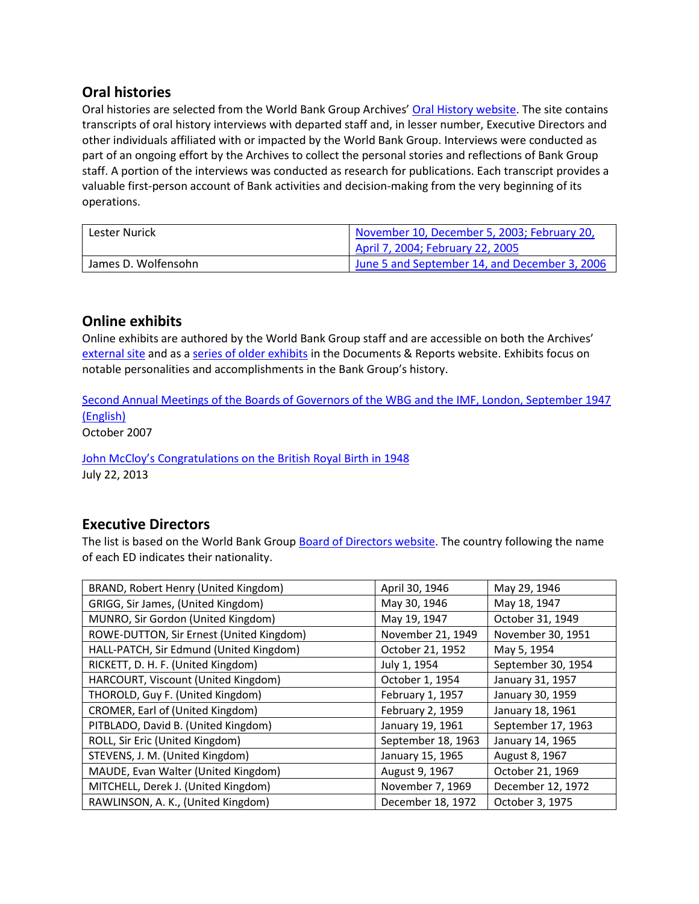## Oral histories

Oral histories are selected from the World Bank Group Archives' Oral History website. The site contains transcripts of oral history interviews with departed staff and, in lesser number, Executive Directors and other individuals affiliated with or impacted by the World Bank Group. Interviews were conducted as part of an ongoing effort by the Archives to collect the personal stories and reflections of Bank Group staff. A portion of the interviews was conducted as research for publications. Each transcript provides a valuable first-person account of Bank activities and decision-making from the very beginning of its operations.

| | |
|---|---|
| Lester Nurick | November 10, December 5, 2003; February 20, April 7, 2004; February 22, 2005 |
| James D. Wolfensohn | June 5 and September 14, and December 3, 2006 |

## Online exhibits

Online exhibits are authored by the World Bank Group staff and are accessible on both the Archives' external site and as a series of older exhibits in the Documents & Reports website. Exhibits focus on notable personalities and accomplishments in the Bank Group's history.

Second Annual Meetings of the Boards of Governors of the WBG and the IMF, London, September 1947 (English)
October 2007

John McCloy's Congratulations on the British Royal Birth in 1948
July 22, 2013

## Executive Directors

The list is based on the World Bank Group Board of Directors website. The country following the name of each ED indicates their nationality.

| | | |
|---|---|---|
| BRAND, Robert Henry (United Kingdom) | April 30, 1946 | May 29, 1946 |
| GRIGG, Sir James, (United Kingdom) | May 30, 1946 | May 18, 1947 |
| MUNRO, Sir Gordon (United Kingdom) | May 19, 1947 | October 31, 1949 |
| ROWE-DUTTON, Sir Ernest (United Kingdom) | November 21, 1949 | November 30, 1951 |
| HALL-PATCH, Sir Edmund (United Kingdom) | October 21, 1952 | May 5, 1954 |
| RICKETT, D. H. F. (United Kingdom) | July 1, 1954 | September 30, 1954 |
| HARCOURT, Viscount (United Kingdom) | October 1, 1954 | January 31, 1957 |
| THOROLD, Guy F. (United Kingdom) | February 1, 1957 | January 30, 1959 |
| CROMER, Earl of (United Kingdom) | February 2, 1959 | January 18, 1961 |
| PITBLADO, David B. (United Kingdom) | January 19, 1961 | September 17, 1963 |
| ROLL, Sir Eric (United Kingdom) | September 18, 1963 | January 14, 1965 |
| STEVENS, J. M. (United Kingdom) | January 15, 1965 | August 8, 1967 |
| MAUDE, Evan Walter (United Kingdom) | August 9, 1967 | October 21, 1969 |
| MITCHELL, Derek J. (United Kingdom) | November 7, 1969 | December 12, 1972 |
| RAWLINSON, A. K., (United Kingdom) | December 18, 1972 | October 3, 1975 |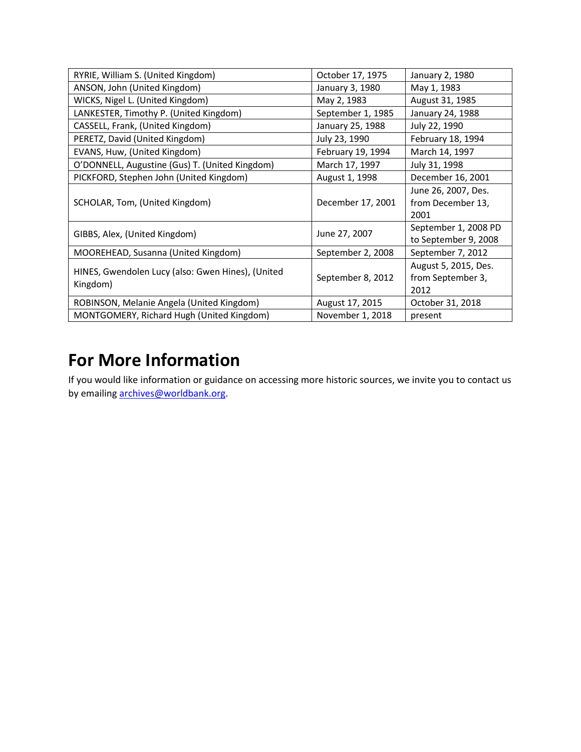| | | |
|---|---|---|
| RYRIE, William S. (United Kingdom) | October 17, 1975 | January 2, 1980 |
| ANSON, John (United Kingdom) | January 3, 1980 | May 1, 1983 |
| WICKS, Nigel L. (United Kingdom) | May 2, 1983 | August 31, 1985 |
| LANKESTER, Timothy P. (United Kingdom) | September 1, 1985 | January 24, 1988 |
| CASSELL, Frank, (United Kingdom) | January 25, 1988 | July 22, 1990 |
| PERETZ, David (United Kingdom) | July 23, 1990 | February 18, 1994 |
| EVANS, Huw, (United Kingdom) | February 19, 1994 | March 14, 1997 |
| O'DONNELL, Augustine (Gus) T. (United Kingdom) | March 17, 1997 | July 31, 1998 |
| PICKFORD, Stephen John (United Kingdom) | August 1, 1998 | December 16, 2001 |
| SCHOLAR, Tom, (United Kingdom) | December 17, 2001 | June 26, 2007, Des. from December 13, 2001 |
| GIBBS, Alex, (United Kingdom) | June 27, 2007 | September 1, 2008 PD to September 9, 2008 |
| MOOREHEAD, Susanna (United Kingdom) | September 2, 2008 | September 7, 2012 |
| HINES, Gwendolen Lucy (also: Gwen Hines), (United Kingdom) | September 8, 2012 | August 5, 2015, Des. from September 3, 2012 |
| ROBINSON, Melanie Angela (United Kingdom) | August 17, 2015 | October 31, 2018 |
| MONTGOMERY, Richard Hugh (United Kingdom) | November 1, 2018 | present |

# For More Information

If you would like information or guidance on accessing more historic sources, we invite you to contact us by emailing archives@worldbank.org.